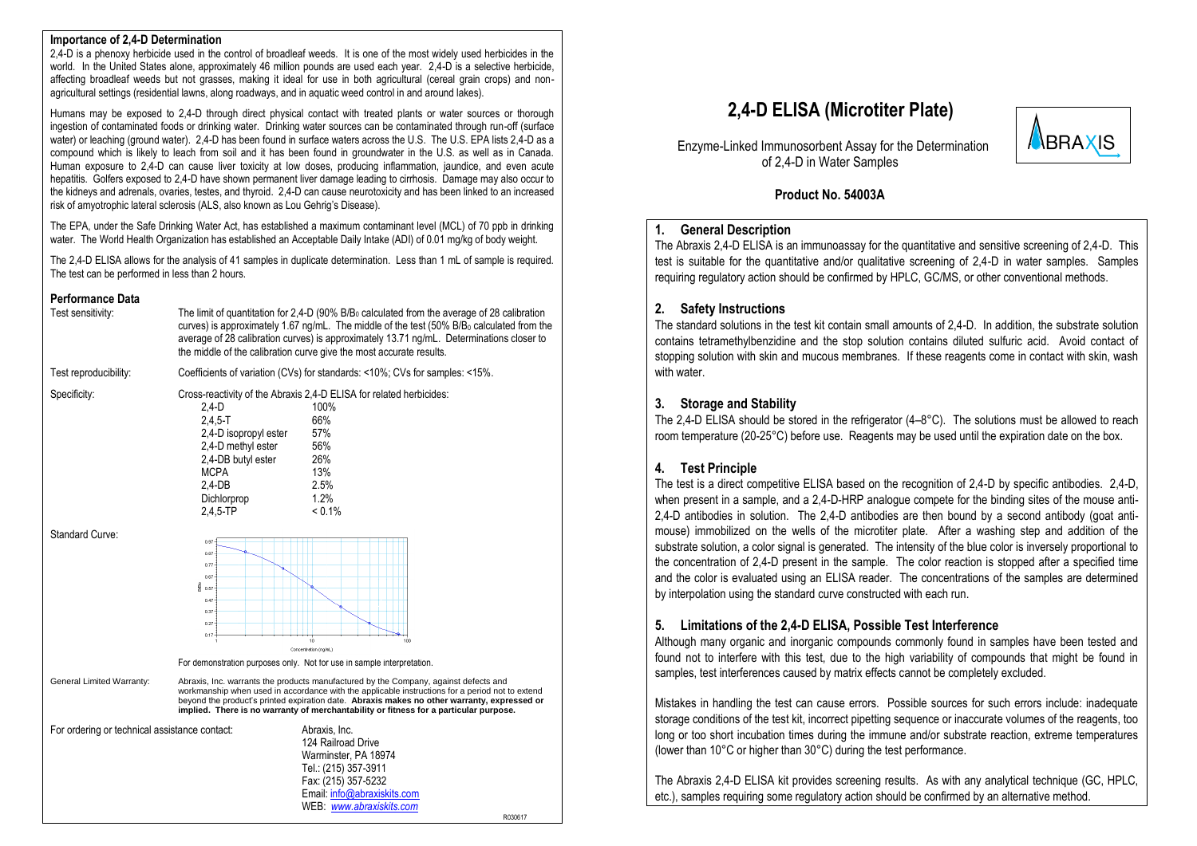## Importance of 2,4-D Determination

2,4-D is a phenoxy herbicide used in the control of broadleaf weeds. It is one of the most widely used herbicides in the world. In the United States alone, approximately 46 million pounds are used each year. 2,4-D is a selective herbicide, affecting broadleaf weeds but not grasses, making it ideal for use in both agricultural (cereal grain crops) and non-agricultural settings (residential lawns, along roadways, and in aquatic weed control in and around lakes).

Humans may be exposed to 2,4-D through direct physical contact with treated plants or water sources or thorough ingestion of contaminated foods or drinking water. Drinking water sources can be contaminated through run-off (surface water) or leaching (ground water). 2,4-D has been found in surface waters across the U.S. The U.S. EPA lists 2,4-D as a compound which is likely to leach from soil and it has been found in groundwater in the U.S. as well as in Canada. Human exposure to 2,4-D can cause liver toxicity at low doses, producing inflammation, jaundice, and even acute hepatitis. Golfers exposed to 2,4-D have shown permanent liver damage leading to cirrhosis. Damage may also occur to the kidneys and adrenals, ovaries, testes, and thyroid. 2,4-D can cause neurotoxicity and has been linked to an increased risk of amyotrophic lateral sclerosis (ALS, also known as Lou Gehrig's Disease).

The EPA, under the Safe Drinking Water Act, has established a maximum contaminant level (MCL) of 70 ppb in drinking water. The World Health Organization has established an Acceptable Daily Intake (ADI) of 0.01 mg/kg of body weight.

The 2,4-D ELISA allows for the analysis of 41 samples in duplicate determination. Less than 1 mL of sample is required. The test can be performed in less than 2 hours.

## Performance Data

**Test sensitivity:** The limit of quantitation for 2,4-D (90% $B/B_0$ calculated from the average of 28 calibration curves) is approximately 1.67 ng/mL. The middle of the test (50% $B/B_0$ calculated from the average of 28 calibration curves) is approximately 13.71 ng/mL. Determinations closer to the middle of the calibration curve give the most accurate results.

**Test reproducibility:** Coefficients of variation (CVs) for standards: <10%; CVs for samples: <15%.

**Specificity:** Cross-reactivity of the Abraxis 2,4-D ELISA for related herbicides:

| Compound | Cross-reactivity |
|---|---|
| 2,4-D | 100% |
| 2,4,5-T | 66% |
| 2,4-D isopropyl ester | 57% |
| 2,4-D methyl ester | 56% |
| 2,4-DB butyl ester | 26% |
| MCPA | 13% |
| 2,4-DB | 2.5% |
| Dichlorprop | 1.2% |
| 2,4,5-TP | < 0.1% |

**Standard Curve:**

For demonstration purposes only. Not for use in sample interpretation.

**General Limited Warranty:** Abraxis, Inc. warrants the products manufactured by the Company, against defects and workmanship when used in accordance with the applicable instructions for a period not to extend beyond the product's printed expiration date. **Abraxis makes no other warranty, expressed or implied. There is no warranty of merchantability or fitness for a particular purpose.**

For ordering or technical assistance contact:

Abraxis, Inc.
124 Railroad Drive
Warminster, PA 18974
Tel.: (215) 357-3911
Fax: (215) 357-5232
Email: info@abraxiskits.com
WEB: *www.abraxiskits.com*

R030617

# 2,4-D ELISA (Microtiter Plate)

Enzyme-Linked Immunosorbent Assay for the Determination of 2,4-D in Water Samples

**Product No. 54003A**

## 1. General Description

The Abraxis 2,4-D ELISA is an immunoassay for the quantitative and sensitive screening of 2,4-D. This test is suitable for the quantitative and/or qualitative screening of 2,4-D in water samples. Samples requiring regulatory action should be confirmed by HPLC, GC/MS, or other conventional methods.

## 2. Safety Instructions

The standard solutions in the test kit contain small amounts of 2,4-D. In addition, the substrate solution contains tetramethylbenzidine and the stop solution contains diluted sulfuric acid. Avoid contact of stopping solution with skin and mucous membranes. If these reagents come in contact with skin, wash with water.

## 3. Storage and Stability

The 2,4-D ELISA should be stored in the refrigerator (4–8°C). The solutions must be allowed to reach room temperature (20-25°C) before use. Reagents may be used until the expiration date on the box.

## 4. Test Principle

The test is a direct competitive ELISA based on the recognition of 2,4-D by specific antibodies. 2,4-D, when present in a sample, and a 2,4-D-HRP analogue compete for the binding sites of the mouse anti-2,4-D antibodies in solution. The 2,4-D antibodies are then bound by a second antibody (goat anti-mouse) immobilized on the wells of the microtiter plate. After a washing step and addition of the substrate solution, a color signal is generated. The intensity of the blue color is inversely proportional to the concentration of 2,4-D present in the sample. The color reaction is stopped after a specified time and the color is evaluated using an ELISA reader. The concentrations of the samples are determined by interpolation using the standard curve constructed with each run.

## 5. Limitations of the 2,4-D ELISA, Possible Test Interference

Although many organic and inorganic compounds commonly found in samples have been tested and found not to interfere with this test, due to the high variability of compounds that might be found in samples, test interferences caused by matrix effects cannot be completely excluded.

Mistakes in handling the test can cause errors. Possible sources for such errors include: inadequate storage conditions of the test kit, incorrect pipetting sequence or inaccurate volumes of the reagents, too long or too short incubation times during the immune and/or substrate reaction, extreme temperatures (lower than 10°C or higher than 30°C) during the test performance.

The Abraxis 2,4-D ELISA kit provides screening results. As with any analytical technique (GC, HPLC, etc.), samples requiring some regulatory action should be confirmed by an alternative method.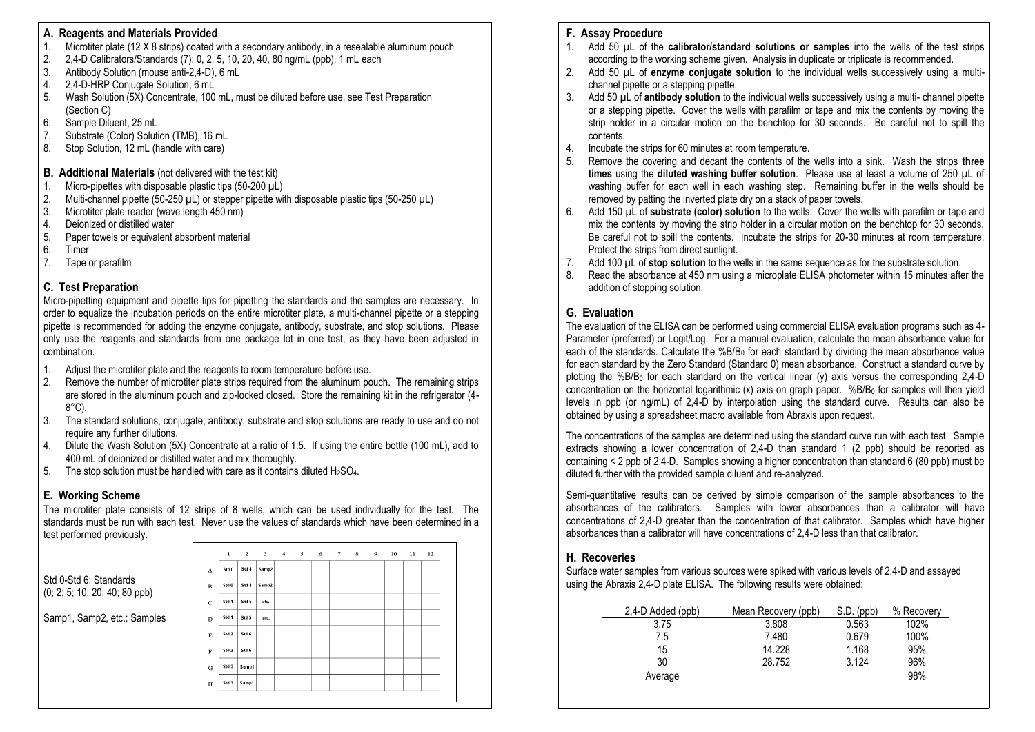## A. Reagents and Materials Provided

1. Microtiter plate (12 X 8 strips) coated with a secondary antibody, in a resealable aluminum pouch
2. 2,4-D Calibrators/Standards (7): 0, 2, 5, 10, 20, 40, 80 ng/mL (ppb), 1 mL each
3. Antibody Solution (mouse anti-2,4-D), 6 mL
4. 2,4-D-HRP Conjugate Solution, 6 mL
5. Wash Solution (5X) Concentrate, 100 mL, must be diluted before use, see Test Preparation (Section C)
6. Sample Diluent, 25 mL
7. Substrate (Color) Solution (TMB), 16 mL
8. Stop Solution, 12 mL (handle with care)

## B. Additional Materials (not delivered with the test kit)

1. Micro-pipettes with disposable plastic tips (50-200 µL)
2. Multi-channel pipette (50-250 µL) or stepper pipette with disposable plastic tips (50-250 µL)
3. Microtiter plate reader (wave length 450 nm)
4. Deionized or distilled water
5. Paper towels or equivalent absorbent material
6. Timer
7. Tape or parafilm

## C. Test Preparation

Micro-pipetting equipment and pipette tips for pipetting the standards and the samples are necessary. In order to equalize the incubation periods on the entire microtiter plate, a multi-channel pipette or a stepping pipette is recommended for adding the enzyme conjugate, antibody, substrate, and stop solutions. Please only use the reagents and standards from one package lot in one test, as they have been adjusted in combination.

1. Adjust the microtiter plate and the reagents to room temperature before use.
2. Remove the number of microtiter plate strips required from the aluminum pouch. The remaining strips are stored in the aluminum pouch and zip-locked closed. Store the remaining kit in the refrigerator (4-8°C).
3. The standard solutions, conjugate, antibody, substrate and stop solutions are ready to use and do not require any further dilutions.
4. Dilute the Wash Solution (5X) Concentrate at a ratio of 1:5. If using the entire bottle (100 mL), add to 400 mL of deionized or distilled water and mix thoroughly.
5. The stop solution must be handled with care as it contains diluted $H_2SO_4$.

## E. Working Scheme

The microtiter plate consists of 12 strips of 8 wells, which can be used individually for the test. The standards must be run with each test. Never use the values of standards which have been determined in a test performed previously.

Std 0-Std 6: Standards
(0; 2; 5; 10; 20; 40; 80 ppb)

Samp1, Samp2, etc.: Samples

| | 1 | 2 | 3 | 4 | 5 | 6 | 7 | 8 | 9 | 10 | 11 | 12 |
|---|---|---|---|---|---|---|---|---|---|---|---|---|
| A | Std 0 | Std 4 | Samp2 | | | | | | | | | |
| B | Std 0 | Std 4 | Samp2 | | | | | | | | | |
| C | Std 1 | Std 5 | etc. | | | | | | | | | |
| D | Std 1 | Std 5 | etc. | | | | | | | | | |
| E | Std 2 | Std 6 | | | | | | | | | | |
| F | Std 2 | Std 6 | | | | | | | | | | |
| G | Std 3 | Samp1 | | | | | | | | | | |
| H | Std 3 | Samp1 | | | | | | | | | | |

## F. Assay Procedure

1. Add 50 µL of **calibrator/standard solutions or samples** into the wells of the test strips according to the working scheme given. Analysis in duplicate or triplicate is recommended.
2. Add 50 µL of **enzyme conjugate solution** to the individual wells successively using a multi-channel pipette or a stepping pipette.
3. Add 50 µL of **antibody solution** to the individual wells successively using a multi- channel pipette or a stepping pipette. Cover the wells with parafilm or tape and mix the contents by moving the strip holder in a circular motion on the benchtop for 30 seconds. Be careful not to spill the contents.
4. Incubate the strips for 60 minutes at room temperature.
5. Remove the covering and decant the contents of the wells into a sink. Wash the strips **three times** using the **diluted washing buffer solution**. Please use at least a volume of 250 µL of washing buffer for each well in each washing step. Remaining buffer in the wells should be removed by patting the inverted plate dry on a stack of paper towels.
6. Add 150 µL of **substrate (color) solution** to the wells. Cover the wells with parafilm or tape and mix the contents by moving the strip holder in a circular motion on the benchtop for 30 seconds. Be careful not to spill the contents. Incubate the strips for 20-30 minutes at room temperature. Protect the strips from direct sunlight.
7. Add 100 µL of **stop solution** to the wells in the same sequence as for the substrate solution.
8. Read the absorbance at 450 nm using a microplate ELISA photometer within 15 minutes after the addition of stopping solution.

## G. Evaluation

The evaluation of the ELISA can be performed using commercial ELISA evaluation programs such as 4-Parameter (preferred) or Logit/Log. For a manual evaluation, calculate the mean absorbance value for each of the standards. Calculate the $\%B/B_0$ for each standard by dividing the mean absorbance value for each standard by the Zero Standard (Standard 0) mean absorbance. Construct a standard curve by plotting the $\%B/B_0$ for each standard on the vertical linear (y) axis versus the corresponding 2,4-D concentration on the horizontal logarithmic (x) axis on graph paper. $\%B/B_0$ for samples will then yield levels in ppb (or ng/mL) of 2,4-D by interpolation using the standard curve. Results can also be obtained by using a spreadsheet macro available from Abraxis upon request.

The concentrations of the samples are determined using the standard curve run with each test. Sample extracts showing a lower concentration of 2,4-D than standard 1 (2 ppb) should be reported as containing < 2 ppb of 2,4-D. Samples showing a higher concentration than standard 6 (80 ppb) must be diluted further with the provided sample diluent and re-analyzed.

Semi-quantitative results can be derived by simple comparison of the sample absorbances to the absorbances of the calibrators. Samples with lower absorbances than a calibrator will have concentrations of 2,4-D greater than the concentration of that calibrator. Samples which have higher absorbances than a calibrator will have concentrations of 2,4-D less than that calibrator.

## H. Recoveries

Surface water samples from various sources were spiked with various levels of 2,4-D and assayed using the Abraxis 2,4-D plate ELISA. The following results were obtained:

| 2,4-D Added (ppb) | Mean Recovery (ppb) | S.D. (ppb) | % Recovery |
|---|---|---|---|
| 3.75 | 3.808 | 0.563 | 102% |
| 7.5 | 7.480 | 0.679 | 100% |
| 15 | 14.228 | 1.168 | 95% |
| 30 | 28.752 | 3.124 | 96% |
| Average | | | 98% |